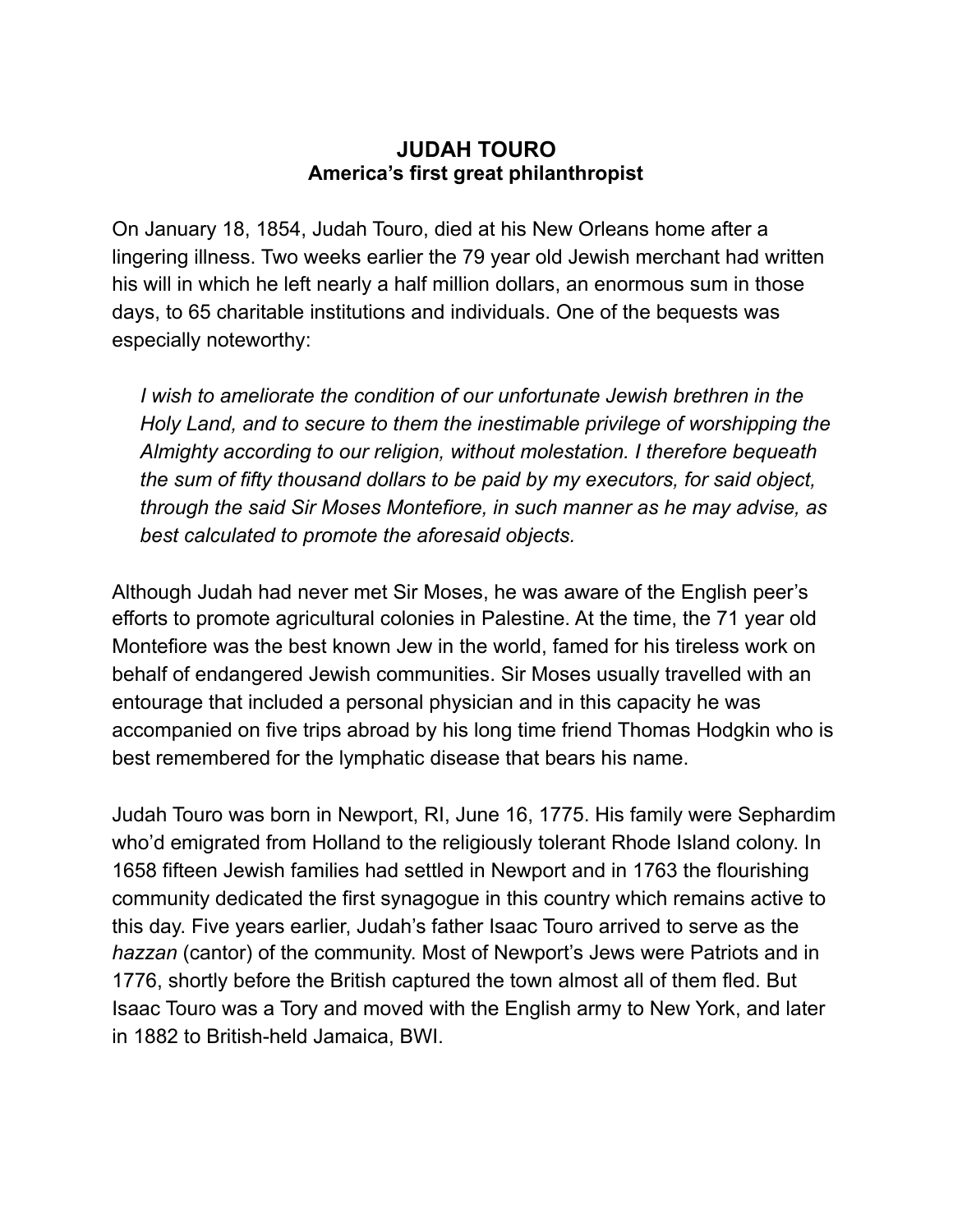# JUDAH TOURO
## America's first great philanthropist

On January 18, 1854, Judah Touro, died at his New Orleans home after a lingering illness. Two weeks earlier the 79 year old Jewish merchant had written his will in which he left nearly a half million dollars, an enormous sum in those days, to 65 charitable institutions and individuals. One of the bequests was especially noteworthy:

> *I wish to ameliorate the condition of our unfortunate Jewish brethren in the Holy Land, and to secure to them the inestimable privilege of worshipping the Almighty according to our religion, without molestation. I therefore bequeath the sum of fifty thousand dollars to be paid by my executors, for said object, through the said Sir Moses Montefiore, in such manner as he may advise, as best calculated to promote the aforesaid objects.*

Although Judah had never met Sir Moses, he was aware of the English peer's efforts to promote agricultural colonies in Palestine. At the time, the 71 year old Montefiore was the best known Jew in the world, famed for his tireless work on behalf of endangered Jewish communities. Sir Moses usually travelled with an entourage that included a personal physician and in this capacity he was accompanied on five trips abroad by his long time friend Thomas Hodgkin who is best remembered for the lymphatic disease that bears his name.

Judah Touro was born in Newport, RI, June 16, 1775. His family were Sephardim who'd emigrated from Holland to the religiously tolerant Rhode Island colony. In 1658 fifteen Jewish families had settled in Newport and in 1763 the flourishing community dedicated the first synagogue in this country which remains active to this day. Five years earlier, Judah's father Isaac Touro arrived to serve as the *hazzan* (cantor) of the community. Most of Newport's Jews were Patriots and in 1776, shortly before the British captured the town almost all of them fled. But Isaac Touro was a Tory and moved with the English army to New York, and later in 1882 to British-held Jamaica, BWI.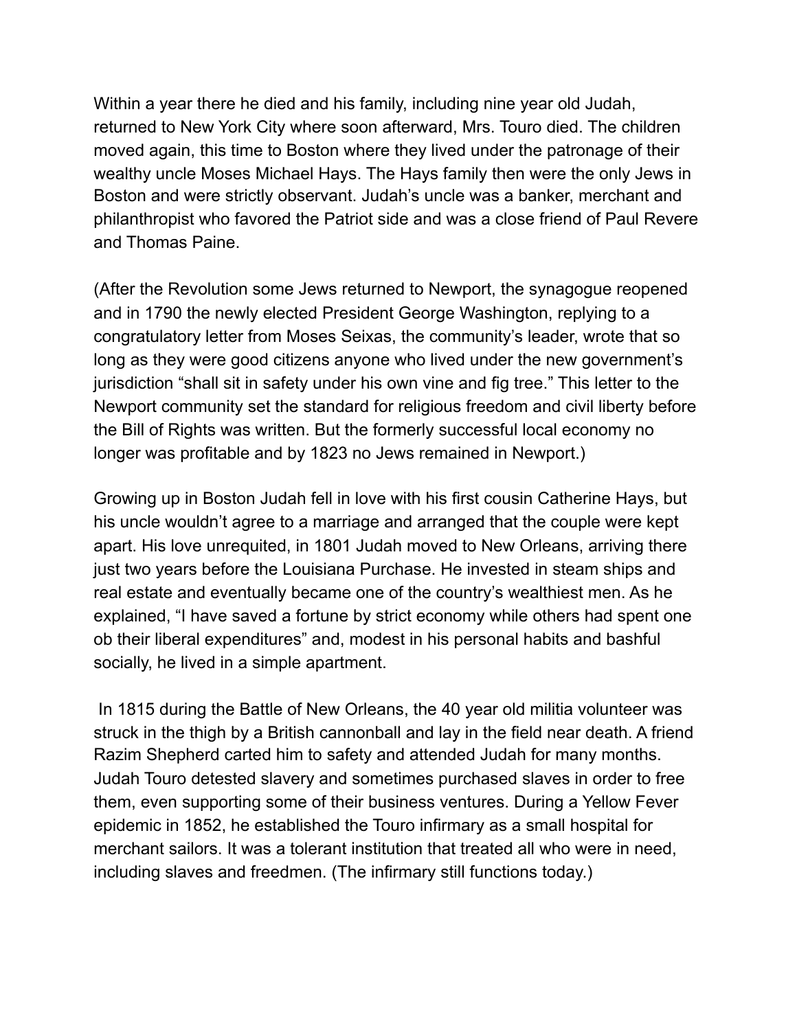Within a year there he died and his family, including nine year old Judah, returned to New York City where soon afterward, Mrs. Touro died. The children moved again, this time to Boston where they lived under the patronage of their wealthy uncle Moses Michael Hays. The Hays family then were the only Jews in Boston and were strictly observant. Judah's uncle was a banker, merchant and philanthropist who favored the Patriot side and was a close friend of Paul Revere and Thomas Paine.

(After the Revolution some Jews returned to Newport, the synagogue reopened and in 1790 the newly elected President George Washington, replying to a congratulatory letter from Moses Seixas, the community's leader, wrote that so long as they were good citizens anyone who lived under the new government's jurisdiction "shall sit in safety under his own vine and fig tree." This letter to the Newport community set the standard for religious freedom and civil liberty before the Bill of Rights was written. But the formerly successful local economy no longer was profitable and by 1823 no Jews remained in Newport.)

Growing up in Boston Judah fell in love with his first cousin Catherine Hays, but his uncle wouldn't agree to a marriage and arranged that the couple were kept apart. His love unrequited, in 1801 Judah moved to New Orleans, arriving there just two years before the Louisiana Purchase. He invested in steam ships and real estate and eventually became one of the country's wealthiest men. As he explained, "I have saved a fortune by strict economy while others had spent one ob their liberal expenditures" and, modest in his personal habits and bashful socially, he lived in a simple apartment.

In 1815 during the Battle of New Orleans, the 40 year old militia volunteer was struck in the thigh by a British cannonball and lay in the field near death. A friend Razim Shepherd carted him to safety and attended Judah for many months. Judah Touro detested slavery and sometimes purchased slaves in order to free them, even supporting some of their business ventures. During a Yellow Fever epidemic in 1852, he established the Touro infirmary as a small hospital for merchant sailors. It was a tolerant institution that treated all who were in need, including slaves and freedmen. (The infirmary still functions today.)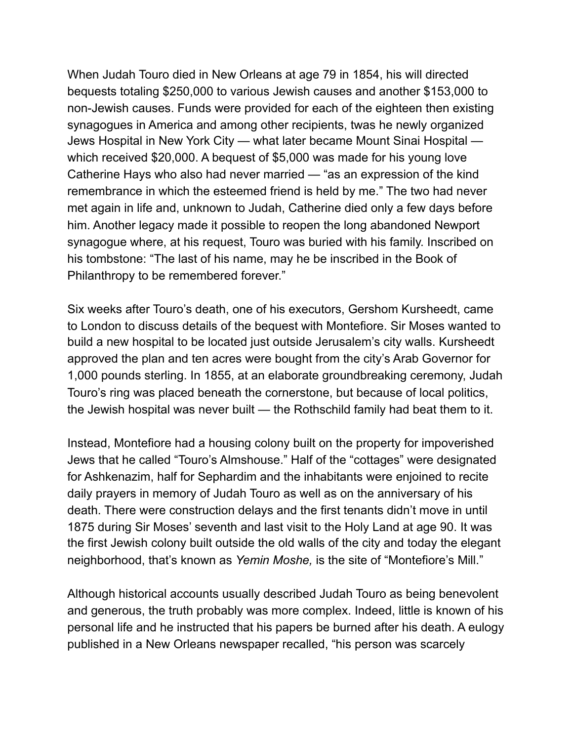When Judah Touro died in New Orleans at age 79 in 1854, his will directed bequests totaling $250,000 to various Jewish causes and another $153,000 to non-Jewish causes. Funds were provided for each of the eighteen then existing synagogues in America and among other recipients, twas he newly organized Jews Hospital in New York City — what later became Mount Sinai Hospital — which received $20,000. A bequest of $5,000 was made for his young love Catherine Hays who also had never married — "as an expression of the kind remembrance in which the esteemed friend is held by me." The two had never met again in life and, unknown to Judah, Catherine died only a few days before him. Another legacy made it possible to reopen the long abandoned Newport synagogue where, at his request, Touro was buried with his family. Inscribed on his tombstone: "The last of his name, may he be inscribed in the Book of Philanthropy to be remembered forever."

Six weeks after Touro's death, one of his executors, Gershom Kursheedt, came to London to discuss details of the bequest with Montefiore. Sir Moses wanted to build a new hospital to be located just outside Jerusalem's city walls. Kursheedt approved the plan and ten acres were bought from the city's Arab Governor for 1,000 pounds sterling. In 1855, at an elaborate groundbreaking ceremony, Judah Touro's ring was placed beneath the cornerstone, but because of local politics, the Jewish hospital was never built — the Rothschild family had beat them to it.

Instead, Montefiore had a housing colony built on the property for impoverished Jews that he called "Touro's Almshouse." Half of the "cottages" were designated for Ashkenazim, half for Sephardim and the inhabitants were enjoined to recite daily prayers in memory of Judah Touro as well as on the anniversary of his death. There were construction delays and the first tenants didn't move in until 1875 during Sir Moses' seventh and last visit to the Holy Land at age 90. It was the first Jewish colony built outside the old walls of the city and today the elegant neighborhood, that's known as *Yemin Moshe,* is the site of "Montefiore's Mill."

Although historical accounts usually described Judah Touro as being benevolent and generous, the truth probably was more complex. Indeed, little is known of his personal life and he instructed that his papers be burned after his death. A eulogy published in a New Orleans newspaper recalled, "his person was scarcely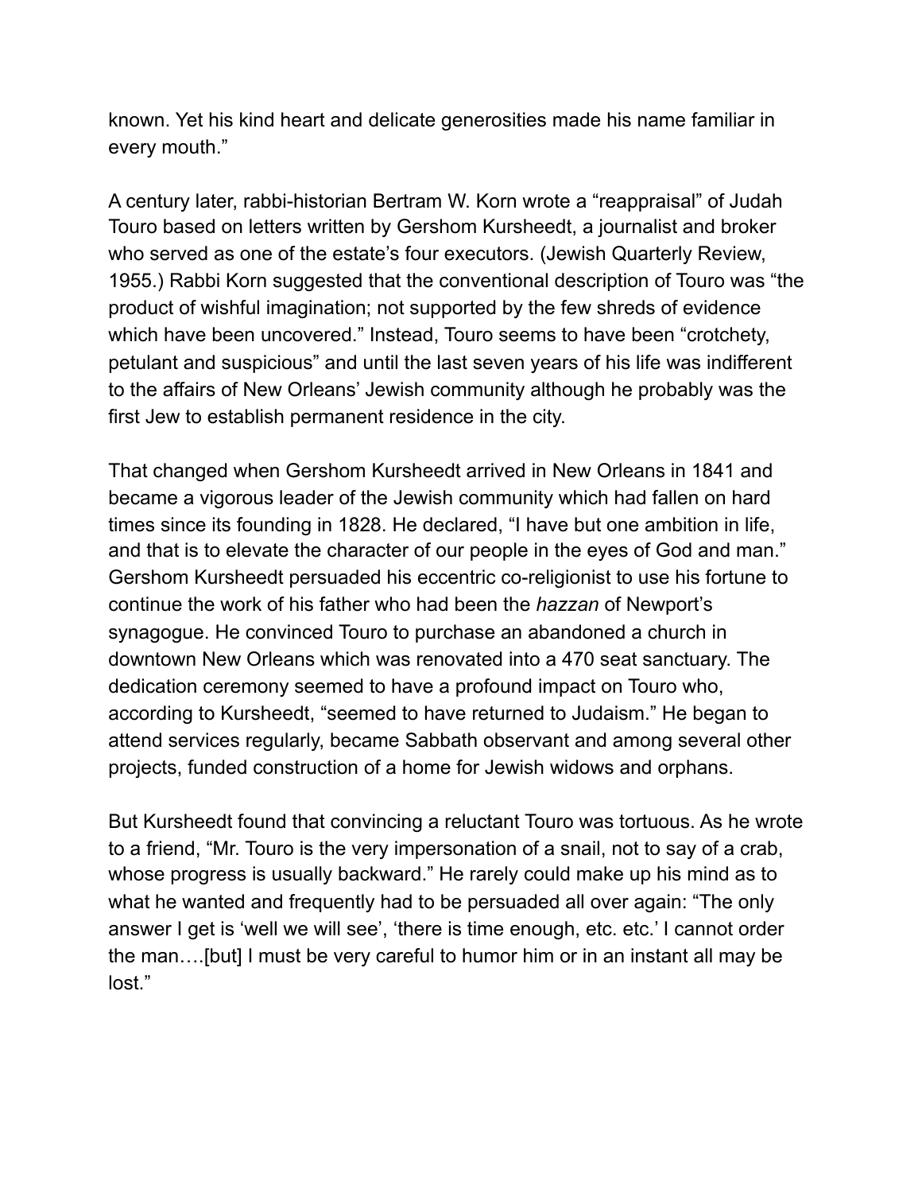known. Yet his kind heart and delicate generosities made his name familiar in every mouth."

A century later, rabbi-historian Bertram W. Korn wrote a "reappraisal" of Judah Touro based on letters written by Gershom Kursheedt, a journalist and broker who served as one of the estate's four executors. (Jewish Quarterly Review, 1955.) Rabbi Korn suggested that the conventional description of Touro was "the product of wishful imagination; not supported by the few shreds of evidence which have been uncovered." Instead, Touro seems to have been "crotchety, petulant and suspicious" and until the last seven years of his life was indifferent to the affairs of New Orleans' Jewish community although he probably was the first Jew to establish permanent residence in the city.

That changed when Gershom Kursheedt arrived in New Orleans in 1841 and became a vigorous leader of the Jewish community which had fallen on hard times since its founding in 1828. He declared, "I have but one ambition in life, and that is to elevate the character of our people in the eyes of God and man." Gershom Kursheedt persuaded his eccentric co-religionist to use his fortune to continue the work of his father who had been the *hazzan* of Newport's synagogue. He convinced Touro to purchase an abandoned a church in downtown New Orleans which was renovated into a 470 seat sanctuary. The dedication ceremony seemed to have a profound impact on Touro who, according to Kursheedt, "seemed to have returned to Judaism." He began to attend services regularly, became Sabbath observant and among several other projects, funded construction of a home for Jewish widows and orphans.

But Kursheedt found that convincing a reluctant Touro was tortuous. As he wrote to a friend, "Mr. Touro is the very impersonation of a snail, not to say of a crab, whose progress is usually backward." He rarely could make up his mind as to what he wanted and frequently had to be persuaded all over again: "The only answer I get is 'well we will see', 'there is time enough, etc. etc.' I cannot order the man….[but] I must be very careful to humor him or in an instant all may be lost."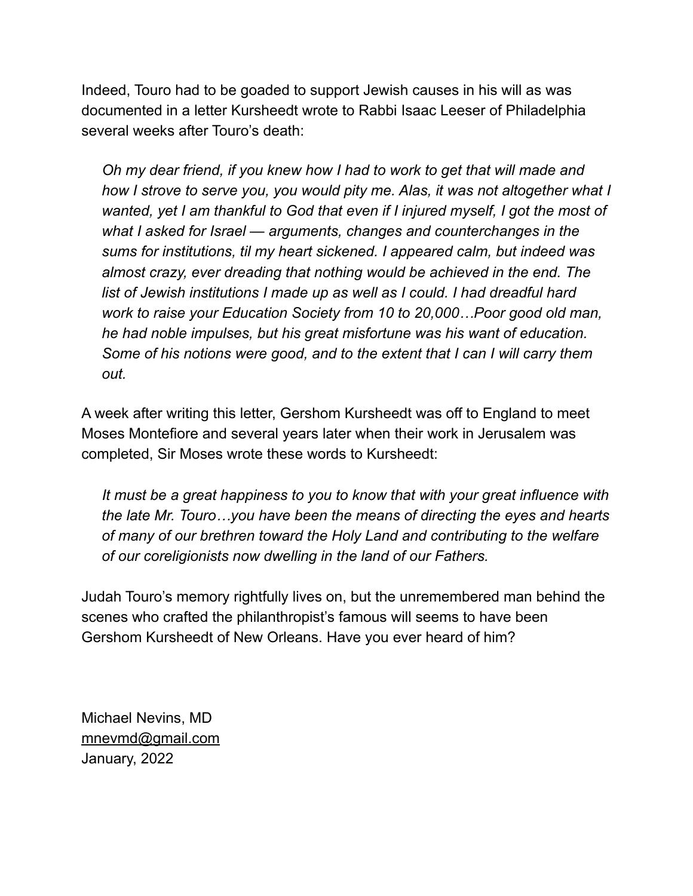Indeed, Touro had to be goaded to support Jewish causes in his will as was documented in a letter Kursheedt wrote to Rabbi Isaac Leeser of Philadelphia several weeks after Touro's death:

> *Oh my dear friend, if you knew how I had to work to get that will made and how I strove to serve you, you would pity me. Alas, it was not altogether what I wanted, yet I am thankful to God that even if I injured myself, I got the most of what I asked for Israel — arguments, changes and counterchanges in the sums for institutions, til my heart sickened. I appeared calm, but indeed was almost crazy, ever dreading that nothing would be achieved in the end. The list of Jewish institutions I made up as well as I could. I had dreadful hard work to raise your Education Society from 10 to 20,000…Poor good old man, he had noble impulses, but his great misfortune was his want of education. Some of his notions were good, and to the extent that I can I will carry them out.*

A week after writing this letter, Gershom Kursheedt was off to England to meet Moses Montefiore and several years later when their work in Jerusalem was completed, Sir Moses wrote these words to Kursheedt:

> *It must be a great happiness to you to know that with your great influence with the late Mr. Touro…you have been the means of directing the eyes and hearts of many of our brethren toward the Holy Land and contributing to the welfare of our coreligionists now dwelling in the land of our Fathers.*

Judah Touro's memory rightfully lives on, but the unremembered man behind the scenes who crafted the philanthropist's famous will seems to have been Gershom Kursheedt of New Orleans. Have you ever heard of him?

Michael Nevins, MD
mnevmd@gmail.com
January, 2022